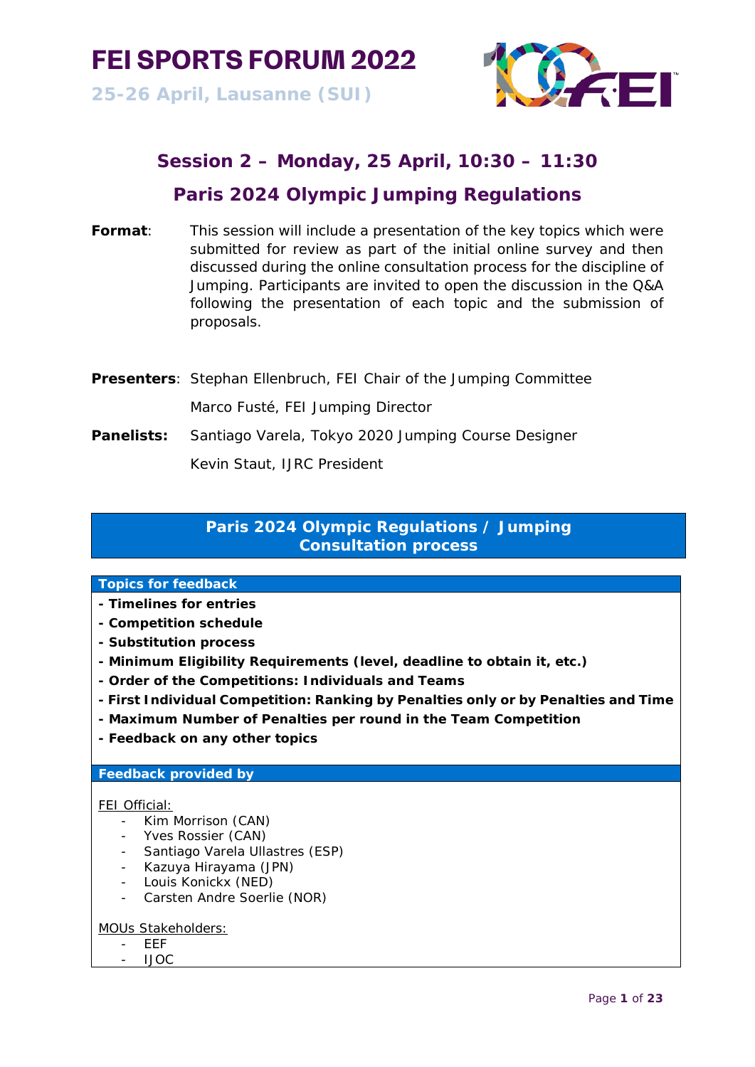# FEI SPORTS FORUM 2022

**25-26 April, Lausanne (SUI)**

## Session 2 – Monday, 25 April, 10:30 – 11:30

## Paris 2024 Olympic Jumping Regulations

**Format**: This session will include a presentation of the key topics which were submitted for review as part of the initial online survey and then discussed during the online consultation process for the discipline of Jumping. Participants are invited to open the discussion in the Q&A following the presentation of each topic and the submission of proposals.

**Presenters**: Stephan Ellenbruch, FEI Chair of the Jumping Committee

Marco Fusté, FEI Jumping Director

**Panelists:** Santiago Varela, Tokyo 2020 Jumping Course Designer

Kevin Staut, IJRC President

### Paris 2024 Olympic Regulations / Jumping Consultation process

**Topics for feedback**

- **- Timelines for entries**
- **- Competition schedule**
- **- Substitution process**
- **- Minimum Eligibility Requirements (level, deadline to obtain it, etc.)**
- **- Order of the Competitions: Individuals and Teams**
- **- First Individual Competition: Ranking by Penalties only or by Penalties and Time**
- **- Maximum Number of Penalties per round in the Team Competition**
- **- Feedback on any other topics**

**Feedback provided by**

FEI Official:

- Kim Morrison (CAN)
- Yves Rossier (CAN)
- Santiago Varela Ullastres (ESP)
- Kazuya Hirayama (JPN)
- Louis Konickx (NED)
- Carsten Andre Soerlie (NOR)

MOUs Stakeholders:

- EEF
- IJOC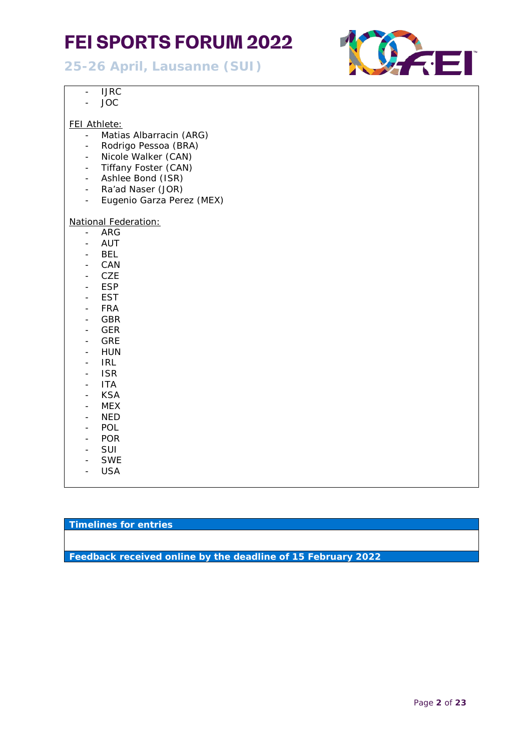- IJRC
- JOC

FEI Athlete:

- Matias Albarracin (ARG)
- Rodrigo Pessoa (BRA)
- Nicole Walker (CAN)
- Tiffany Foster (CAN)
- Ashlee Bond (ISR)
- Ra'ad Naser (JOR)
- Eugenio Garza Perez (MEX)

National Federation:

- ARG
- AUT
- BEL
- CAN
- CZE
- ESP
- EST
- FRA
- GBR
- GER
- GRE
- HUN
- IRL
- ISR
- ITA
- KSA
- MEX
- NED
- POL
- POR
- SUI
- SWE
- USA

**Timelines for entries**

**Feedback received online by the deadline of 15 February 2022**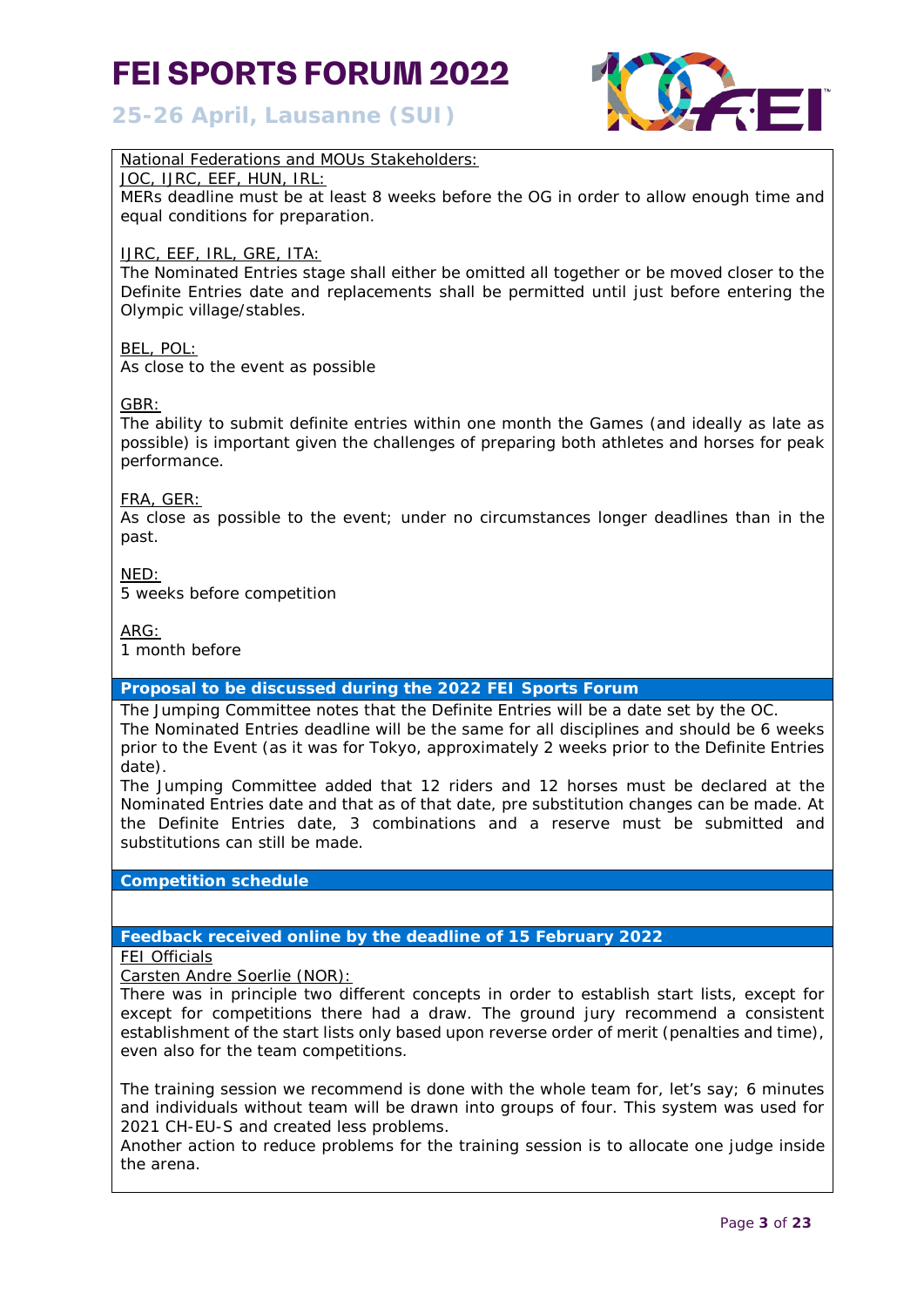National Federations and MOUs Stakeholders:

JOC, IJRC, EEF, HUN, IRL:

MERs deadline must be at least 8 weeks before the OG in order to allow enough time and equal conditions for preparation.

IJRC, EEF, IRL, GRE, ITA:

The Nominated Entries stage shall either be omitted all together or be moved closer to the Definite Entries date and replacements shall be permitted until just before entering the Olympic village/stables.

BEL, POL:

As close to the event as possible

GBR:

The ability to submit definite entries within one month the Games (and ideally as late as possible) is important given the challenges of preparing both athletes and horses for peak performance.

FRA, GER:

As close as possible to the event; under no circumstances longer deadlines than in the past.

NED:

5 weeks before competition

ARG:

1 month before

**Proposal to be discussed during the 2022 FEI Sports Forum**

The Jumping Committee notes that the Definite Entries will be a date set by the OC.
The Nominated Entries deadline will be the same for all disciplines and should be 6 weeks prior to the Event (as it was for Tokyo, approximately 2 weeks prior to the Definite Entries date).
The Jumping Committee added that 12 riders and 12 horses must be declared at the Nominated Entries date and that as of that date, pre substitution changes can be made. At the Definite Entries date, 3 combinations and a reserve must be submitted and substitutions can still be made.

**Competition schedule**

**Feedback received online by the deadline of 15 February 2022**

FEI Officials

Carsten Andre Soerlie (NOR):

There was in principle two different concepts in order to establish start lists, except for except for competitions there had a draw. The ground jury recommend a consistent establishment of the start lists only based upon reverse order of merit (penalties and time), even also for the team competitions.

The training session we recommend is done with the whole team for, let's say; 6 minutes and individuals without team will be drawn into groups of four. This system was used for 2021 CH-EU-S and created less problems.
Another action to reduce problems for the training session is to allocate one judge inside the arena.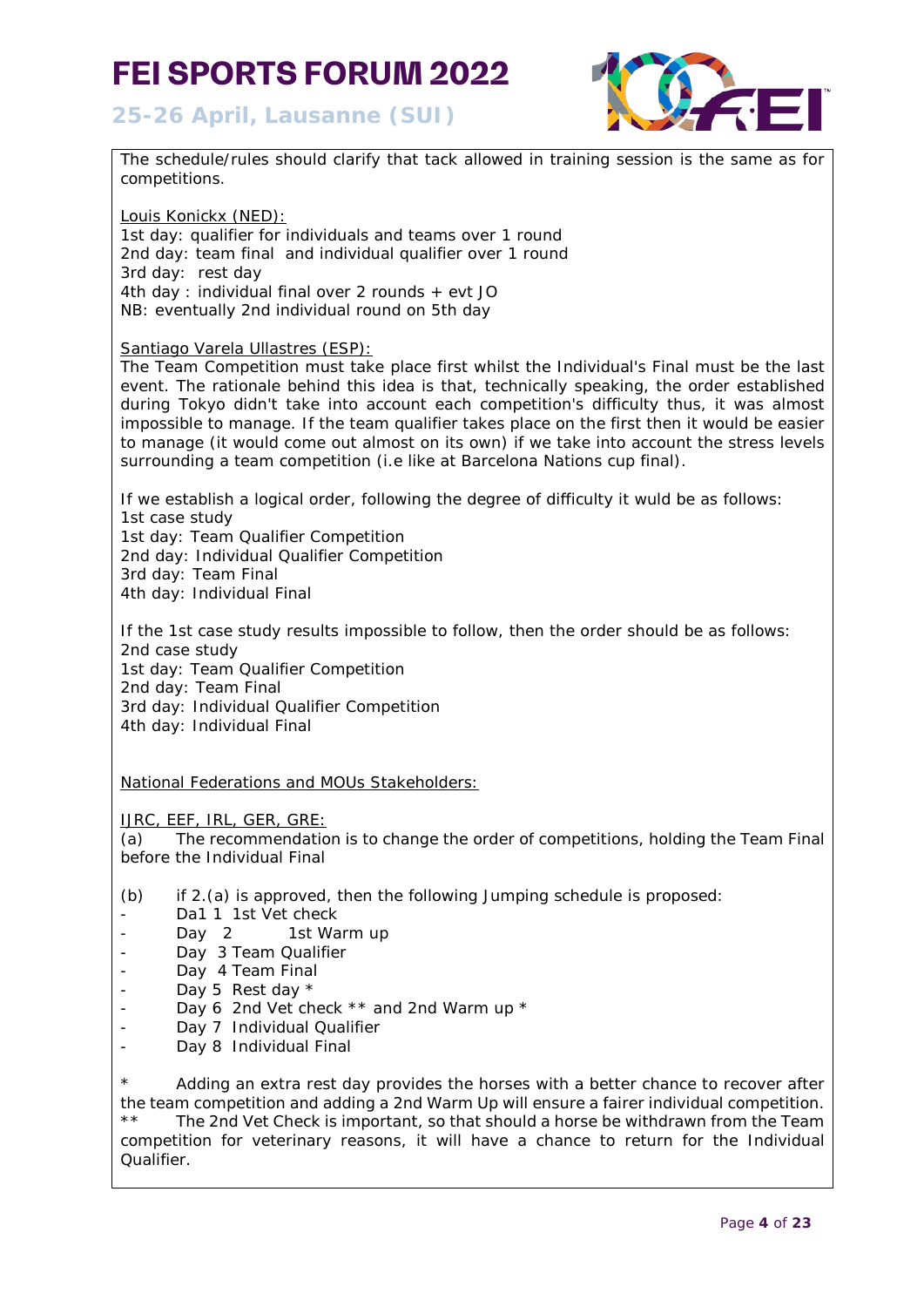The schedule/rules should clarify that tack allowed in training session is the same as for competitions.

Louis Konickx (NED):
1st day: qualifier for individuals and teams over 1 round
2nd day: team final  and individual qualifier over 1 round
3rd day:  rest day
4th day : individual final over 2 rounds + evt JO
NB: eventually 2nd individual round on 5th day

Santiago Varela Ullastres (ESP):
The Team Competition must take place first whilst the Individual's Final must be the last event. The rationale behind this idea is that, technically speaking, the order established during Tokyo didn't take into account each competition's difficulty thus, it was almost impossible to manage. If the team qualifier takes place on the first then it would be easier to manage (it would come out almost on its own) if we take into account the stress levels surrounding a team competition (i.e like at Barcelona Nations cup final).

If we establish a logical order, following the degree of difficulty it wuld be as follows:
1st case study
1st day: Team Qualifier Competition
2nd day: Individual Qualifier Competition
3rd day: Team Final
4th day: Individual Final

If the 1st case study results impossible to follow, then the order should be as follows:
2nd case study
1st day: Team Qualifier Competition
2nd day: Team Final
3rd day: Individual Qualifier Competition
4th day: Individual Final

National Federations and MOUs Stakeholders:

IJRC, EEF, IRL, GER, GRE:
(a) The recommendation is to change the order of competitions, holding the Team Final before the Individual Final

(b) if 2.(a) is approved, then the following Jumping schedule is proposed:
- Da1 1  1st Vet check
- Day  2   1st Warm up
- Day  3 Team Qualifier
- Day  4 Team Final
- Day 5  Rest day *
- Day 6  2nd Vet check ** and 2nd Warm up *
- Day 7  Individual Qualifier
- Day 8  Individual Final

\* Adding an extra rest day provides the horses with a better chance to recover after the team competition and adding a 2nd Warm Up will ensure a fairer individual competition.
\** The 2nd Vet Check is important, so that should a horse be withdrawn from the Team competition for veterinary reasons, it will have a chance to return for the Individual Qualifier.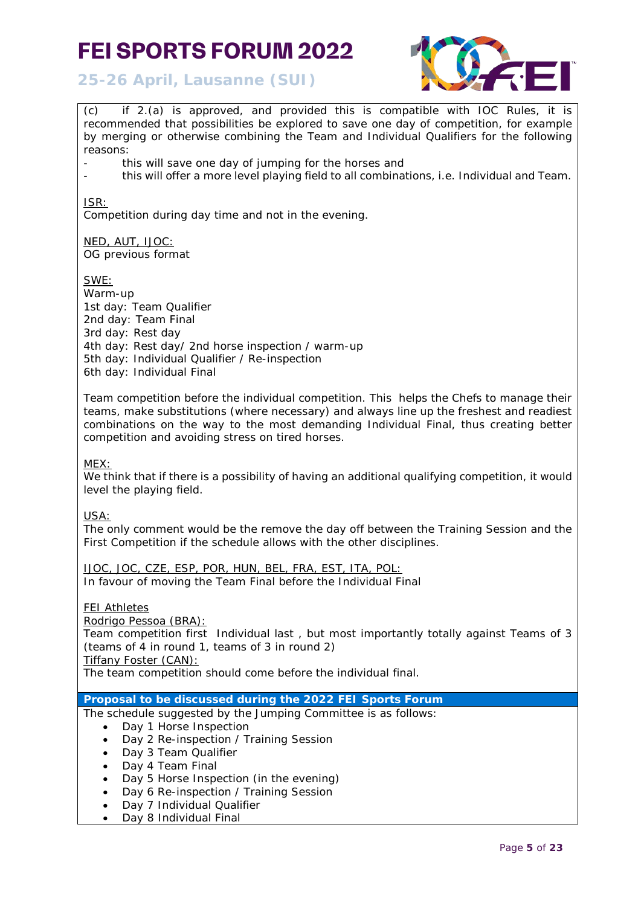(c) if 2.(a) is approved, and provided this is compatible with IOC Rules, it is recommended that possibilities be explored to save one day of competition, for example by merging or otherwise combining the Team and Individual Qualifiers for the following reasons:

- this will save one day of jumping for the horses and
- this will offer a more level playing field to all combinations, i.e. Individual and Team.

ISR:
Competition during day time and not in the evening.

NED, AUT, IJOC:
OG previous format

SWE:
Warm-up
1st day: Team Qualifier
2nd day: Team Final
3rd day: Rest day
4th day: Rest day/ 2nd horse inspection / warm-up
5th day: Individual Qualifier / Re-inspection
6th day: Individual Final

Team competition before the individual competition. This helps the Chefs to manage their teams, make substitutions (where necessary) and always line up the freshest and readiest combinations on the way to the most demanding Individual Final, thus creating better competition and avoiding stress on tired horses.

MEX:
We think that if there is a possibility of having an additional qualifying competition, it would level the playing field.

USA:
The only comment would be the remove the day off between the Training Session and the First Competition if the schedule allows with the other disciplines.

IJOC, JOC, CZE, ESP, POR, HUN, BEL, FRA, EST, ITA, POL:
In favour of moving the Team Final before the Individual Final

FEI Athletes
Rodrigo Pessoa (BRA):
Team competition first Individual last , but most importantly totally against Teams of 3 (teams of 4 in round 1, teams of 3 in round 2)
Tiffany Foster (CAN):
The team competition should come before the individual final.

**Proposal to be discussed during the 2022 FEI Sports Forum**

The schedule suggested by the Jumping Committee is as follows:

- Day 1 Horse Inspection
- Day 2 Re-inspection / Training Session
- Day 3 Team Qualifier
- Day 4 Team Final
- Day 5 Horse Inspection (in the evening)
- Day 6 Re-inspection / Training Session
- Day 7 Individual Qualifier
- Day 8 Individual Final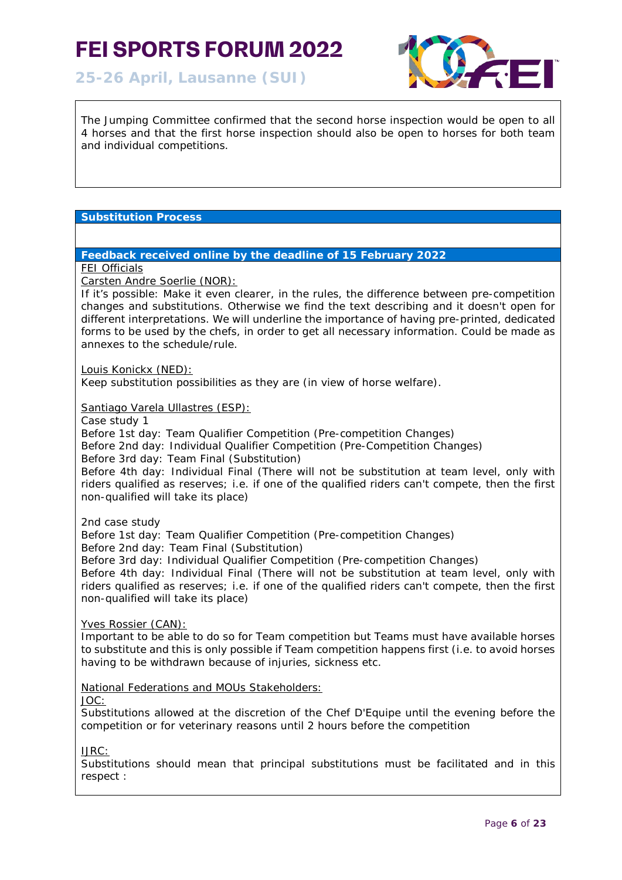The Jumping Committee confirmed that the second horse inspection would be open to all 4 horses and that the first horse inspection should also be open to horses for both team and individual competitions.

## Substitution Process

### Feedback received online by the deadline of 15 February 2022

FEI Officials

Carsten Andre Soerlie (NOR):

If it's possible: Make it even clearer, in the rules, the difference between pre-competition changes and substitutions. Otherwise we find the text describing and it doesn't open for different interpretations. We will underline the importance of having pre-printed, dedicated forms to be used by the chefs, in order to get all necessary information. Could be made as annexes to the schedule/rule.

Louis Konickx (NED):

Keep substitution possibilities as they are (in view of horse welfare).

Santiago Varela Ullastres (ESP):

Case study 1

Before 1st day: Team Qualifier Competition (Pre-competition Changes)

Before 2nd day: Individual Qualifier Competition (Pre-Competition Changes)

Before 3rd day: Team Final (Substitution)

Before 4th day: Individual Final (There will not be substitution at team level, only with riders qualified as reserves; i.e. if one of the qualified riders can't compete, then the first non-qualified will take its place)

2nd case study

Before 1st day: Team Qualifier Competition (Pre-competition Changes)

Before 2nd day: Team Final (Substitution)

Before 3rd day: Individual Qualifier Competition (Pre-competition Changes)

Before 4th day: Individual Final (There will not be substitution at team level, only with riders qualified as reserves; i.e. if one of the qualified riders can't compete, then the first non-qualified will take its place)

Yves Rossier (CAN):

Important to be able to do so for Team competition but Teams must have available horses to substitute and this is only possible if Team competition happens first (i.e. to avoid horses having to be withdrawn because of injuries, sickness etc.

National Federations and MOUs Stakeholders:

JOC:

Substitutions allowed at the discretion of the Chef D'Equipe until the evening before the competition or for veterinary reasons until 2 hours before the competition

IJRC:

Substitutions should mean that principal substitutions must be facilitated and in this respect :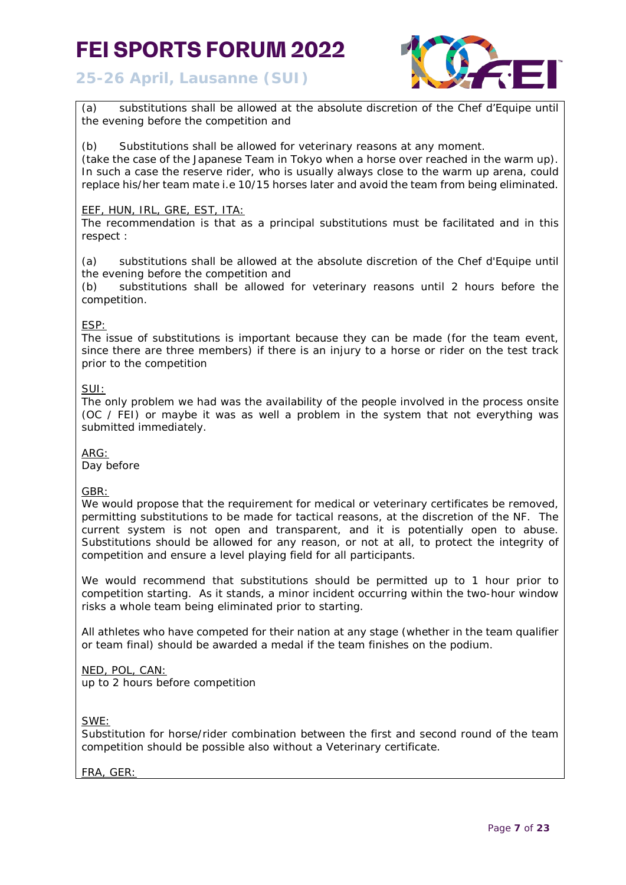(a) substitutions shall be allowed at the absolute discretion of the Chef d'Equipe until the evening before the competition and

(b) Substitutions shall be allowed for veterinary reasons at any moment.
(take the case of the Japanese Team in Tokyo when a horse over reached in the warm up). In such a case the reserve rider, who is usually always close to the warm up arena, could replace his/her team mate i.e 10/15 horses later and avoid the team from being eliminated.

EEF, HUN, IRL, GRE, EST, ITA:
The recommendation is that as a principal substitutions must be facilitated and in this respect :

(a) substitutions shall be allowed at the absolute discretion of the Chef d'Equipe until the evening before the competition and
(b) substitutions shall be allowed for veterinary reasons until 2 hours before the competition.

ESP:
The issue of substitutions is important because they can be made (for the team event, since there are three members) if there is an injury to a horse or rider on the test track prior to the competition

SUI:
The only problem we had was the availability of the people involved in the process onsite (OC / FEI) or maybe it was as well a problem in the system that not everything was submitted immediately.

ARG:
Day before

GBR:
We would propose that the requirement for medical or veterinary certificates be removed, permitting substitutions to be made for tactical reasons, at the discretion of the NF. The current system is not open and transparent, and it is potentially open to abuse. Substitutions should be allowed for any reason, or not at all, to protect the integrity of competition and ensure a level playing field for all participants.

We would recommend that substitutions should be permitted up to 1 hour prior to competition starting. As it stands, a minor incident occurring within the two-hour window risks a whole team being eliminated prior to starting.

All athletes who have competed for their nation at any stage (whether in the team qualifier or team final) should be awarded a medal if the team finishes on the podium.

NED, POL, CAN:
up to 2 hours before competition

SWE:
Substitution for horse/rider combination between the first and second round of the team competition should be possible also without a Veterinary certificate.

FRA, GER: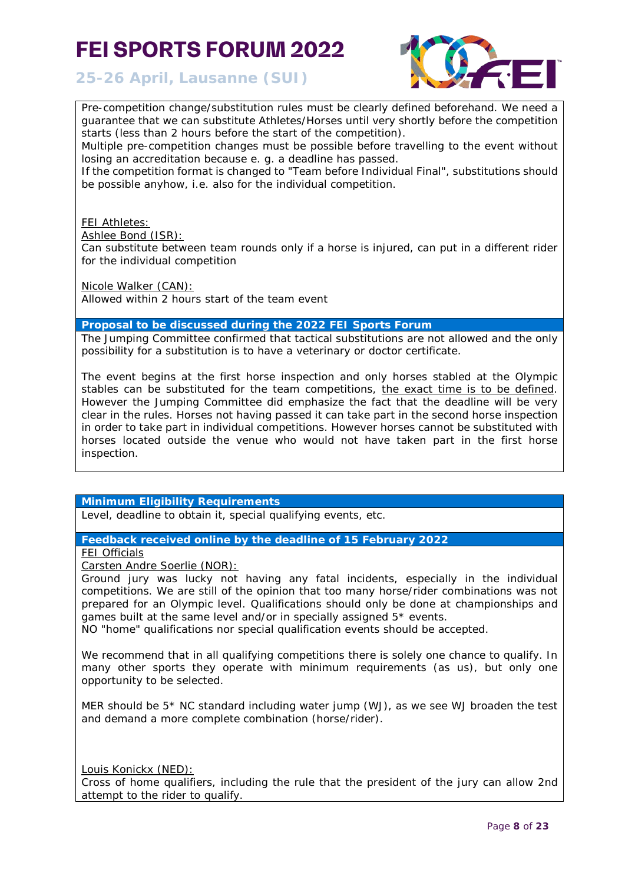Pre-competition change/substitution rules must be clearly defined beforehand. We need a guarantee that we can substitute Athletes/Horses until very shortly before the competition starts (less than 2 hours before the start of the competition).
Multiple pre-competition changes must be possible before travelling to the event without losing an accreditation because e. g. a deadline has passed.
If the competition format is changed to "Team before Individual Final", substitutions should be possible anyhow, i.e. also for the individual competition.

<u>FEI Athletes:</u>

<u>Ashlee Bond (ISR):</u>
Can substitute between team rounds only if a horse is injured, can put in a different rider for the individual competition

<u>Nicole Walker (CAN):</u>
Allowed within 2 hours start of the team event

**Proposal to be discussed during the 2022 FEI Sports Forum**

The Jumping Committee confirmed that tactical substitutions are not allowed and the only possibility for a substitution is to have a veterinary or doctor certificate.

The event begins at the first horse inspection and only horses stabled at the Olympic stables can be substituted for the team competitions, <u>the exact time is to be defined</u>. However the Jumping Committee did emphasize the fact that the deadline will be very clear in the rules. Horses not having passed it can take part in the second horse inspection in order to take part in individual competitions. However horses cannot be substituted with horses located outside the venue who would not have taken part in the first horse inspection.

**Minimum Eligibility Requirements**

Level, deadline to obtain it, special qualifying events, etc.

**Feedback received online by the deadline of 15 February 2022**

<u>FEI Officials</u>

<u>Carsten Andre Soerlie (NOR):</u>
Ground jury was lucky not having any fatal incidents, especially in the individual competitions. We are still of the opinion that too many horse/rider combinations was not prepared for an Olympic level. Qualifications should only be done at championships and games built at the same level and/or in specially assigned 5* events.
NO "home" qualifications nor special qualification events should be accepted.

We recommend that in all qualifying competitions there is solely one chance to qualify. In many other sports they operate with minimum requirements (as us), but only one opportunity to be selected.

MER should be 5* NC standard including water jump (WJ), as we see WJ broaden the test and demand a more complete combination (horse/rider).

<u>Louis Konickx (NED):</u>
Cross of home qualifiers, including the rule that the president of the jury can allow 2nd attempt to the rider to qualify.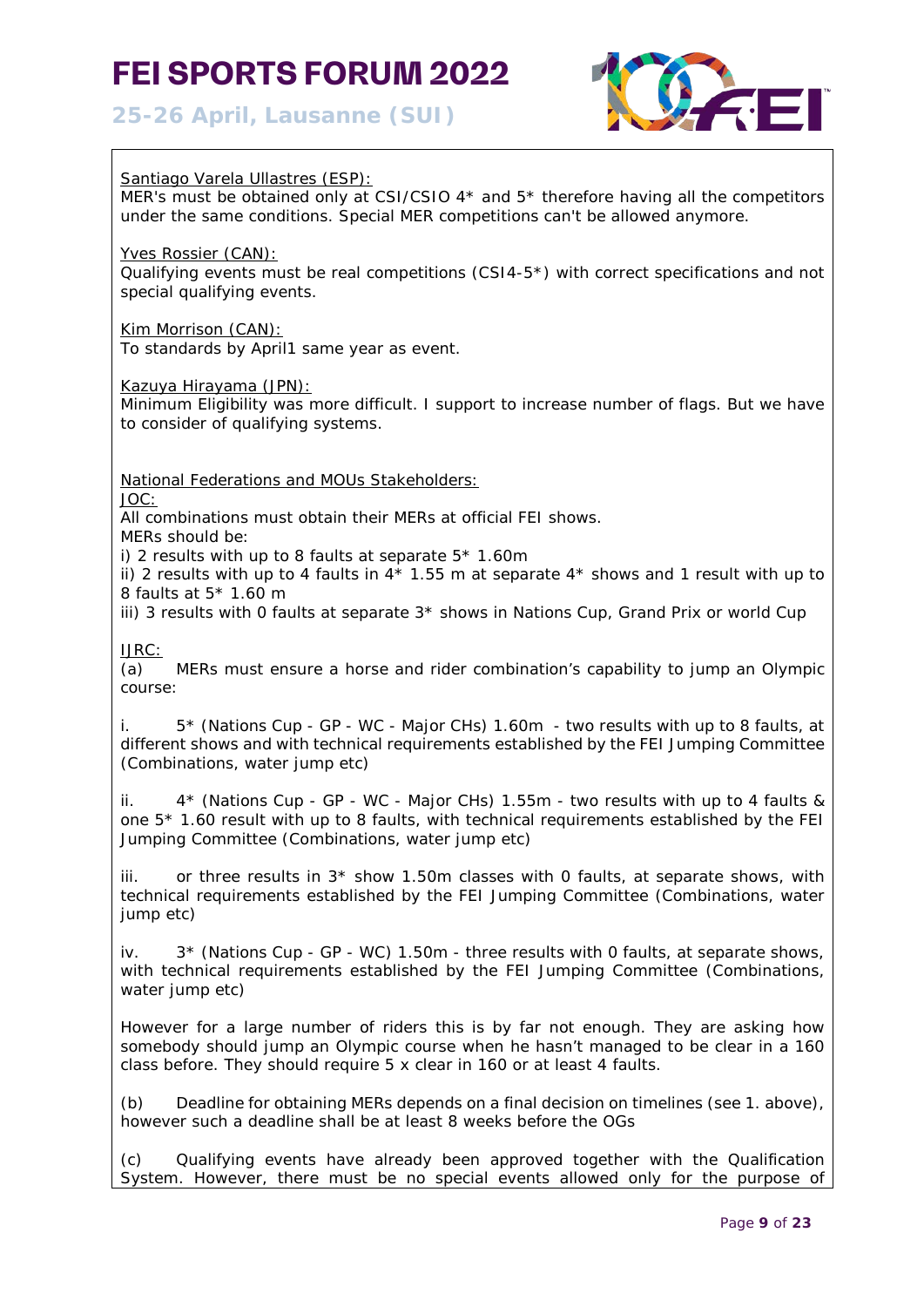Santiago Varela Ullastres (ESP):
MER's must be obtained only at CSI/CSIO 4* and 5* therefore having all the competitors under the same conditions. Special MER competitions can't be allowed anymore.

Yves Rossier (CAN):
Qualifying events must be real competitions (CSI4-5*) with correct specifications and not special qualifying events.

Kim Morrison (CAN):
To standards by April1 same year as event.

Kazuya Hirayama (JPN):
Minimum Eligibility was more difficult. I support to increase number of flags. But we have to consider of qualifying systems.

National Federations and MOUs Stakeholders:

JOC:
All combinations must obtain their MERs at official FEI shows.
MERs should be:
i) 2 results with up to 8 faults at separate 5* 1.60m
ii) 2 results with up to 4 faults in 4* 1.55 m at separate 4* shows and 1 result with up to 8 faults at 5* 1.60 m
iii) 3 results with 0 faults at separate 3* shows in Nations Cup, Grand Prix or world Cup

IJRC:
(a) MERs must ensure a horse and rider combination's capability to jump an Olympic course:

i. 5* (Nations Cup - GP - WC - Major CHs) 1.60m - two results with up to 8 faults, at different shows and with technical requirements established by the FEI Jumping Committee (Combinations, water jump etc)

ii. 4* (Nations Cup - GP - WC - Major CHs) 1.55m - two results with up to 4 faults & one 5* 1.60 result with up to 8 faults, with technical requirements established by the FEI Jumping Committee (Combinations, water jump etc)

iii. or three results in 3* show 1.50m classes with 0 faults, at separate shows, with technical requirements established by the FEI Jumping Committee (Combinations, water jump etc)

iv. 3* (Nations Cup - GP - WC) 1.50m - three results with 0 faults, at separate shows, with technical requirements established by the FEI Jumping Committee (Combinations, water jump etc)

However for a large number of riders this is by far not enough. They are asking how somebody should jump an Olympic course when he hasn't managed to be clear in a 160 class before. They should require 5 x clear in 160 or at least 4 faults.

(b) Deadline for obtaining MERs depends on a final decision on timelines (see 1. above), however such a deadline shall be at least 8 weeks before the OGs

(c) Qualifying events have already been approved together with the Qualification System. However, there must be no special events allowed only for the purpose of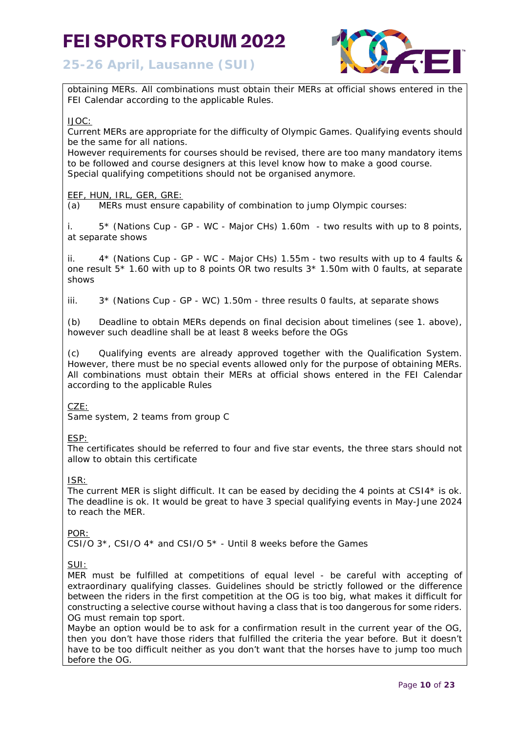obtaining MERs. All combinations must obtain their MERs at official shows entered in the FEI Calendar according to the applicable Rules.

<u>IJOC:</u>

Current MERs are appropriate for the difficulty of Olympic Games. Qualifying events should be the same for all nations.

However requirements for courses should be revised, there are too many mandatory items to be followed and course designers at this level know how to make a good course.

Special qualifying competitions should not be organised anymore.

<u>EEF, HUN, IRL, GER, GRE:</u>

(a) MERs must ensure capability of combination to jump Olympic courses:

i. 5* (Nations Cup - GP - WC - Major CHs) 1.60m - two results with up to 8 points, at separate shows

ii. 4* (Nations Cup - GP - WC - Major CHs) 1.55m - two results with up to 4 faults & one result 5* 1.60 with up to 8 points OR two results 3* 1.50m with 0 faults, at separate shows

iii. 3* (Nations Cup - GP - WC) 1.50m - three results 0 faults, at separate shows

(b) Deadline to obtain MERs depends on final decision about timelines (see 1. above), however such deadline shall be at least 8 weeks before the OGs

(c) Qualifying events are already approved together with the Qualification System. However, there must be no special events allowed only for the purpose of obtaining MERs. All combinations must obtain their MERs at official shows entered in the FEI Calendar according to the applicable Rules

<u>CZE:</u>

Same system, 2 teams from group C

<u>ESP:</u>

The certificates should be referred to four and five star events, the three stars should not allow to obtain this certificate

<u>ISR:</u>

The current MER is slight difficult. It can be eased by deciding the 4 points at CSI4* is ok. The deadline is ok. It would be great to have 3 special qualifying events in May-June 2024 to reach the MER.

<u>POR:</u>

CSI/O 3*, CSI/O 4* and CSI/O 5* - Until 8 weeks before the Games

<u>SUI:</u>

MER must be fulfilled at competitions of equal level - be careful with accepting of extraordinary qualifying classes. Guidelines should be strictly followed or the difference between the riders in the first competition at the OG is too big, what makes it difficult for constructing a selective course without having a class that is too dangerous for some riders. OG must remain top sport.

Maybe an option would be to ask for a confirmation result in the current year of the OG, then you don't have those riders that fulfilled the criteria the year before. But it doesn't have to be too difficult neither as you don't want that the horses have to jump too much before the OG.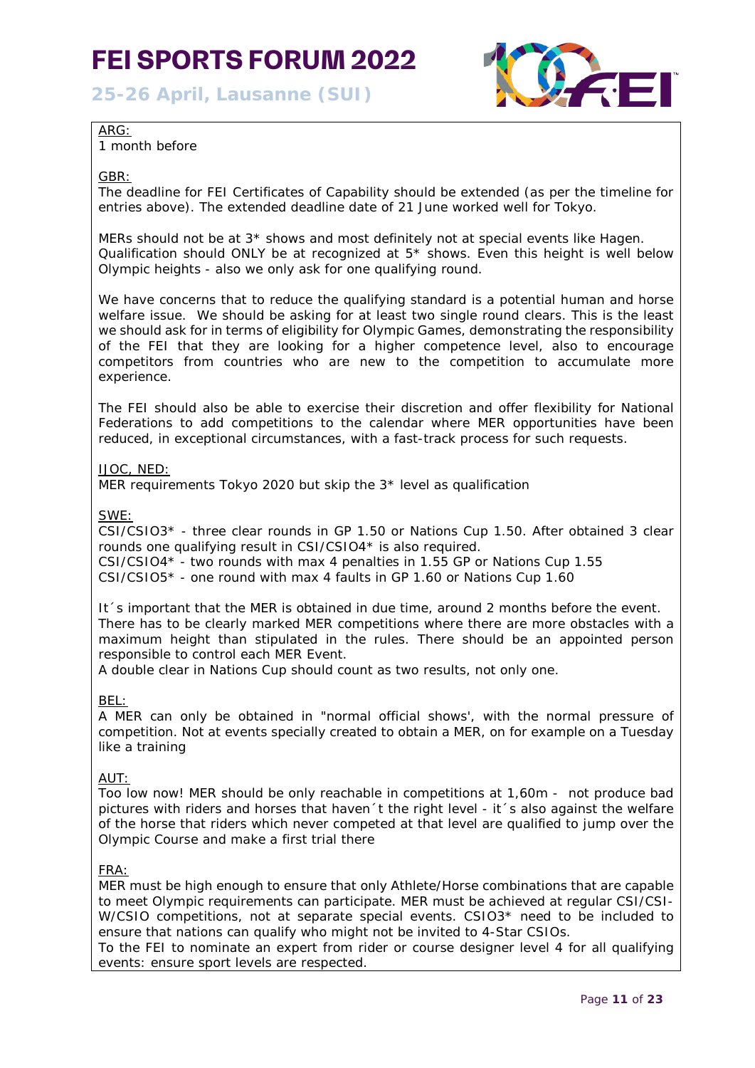ARG:
1 month before

GBR:
The deadline for FEI Certificates of Capability should be extended (as per the timeline for entries above). The extended deadline date of 21 June worked well for Tokyo.

MERs should not be at 3* shows and most definitely not at special events like Hagen. Qualification should ONLY be at recognized at 5* shows. Even this height is well below Olympic heights - also we only ask for one qualifying round.

We have concerns that to reduce the qualifying standard is a potential human and horse welfare issue. We should be asking for at least two single round clears. This is the least we should ask for in terms of eligibility for Olympic Games, demonstrating the responsibility of the FEI that they are looking for a higher competence level, also to encourage competitors from countries who are new to the competition to accumulate more experience.

The FEI should also be able to exercise their discretion and offer flexibility for National Federations to add competitions to the calendar where MER opportunities have been reduced, in exceptional circumstances, with a fast-track process for such requests.

IJOC, NED:
MER requirements Tokyo 2020 but skip the 3* level as qualification

SWE:
CSI/CSIO3* - three clear rounds in GP 1.50 or Nations Cup 1.50. After obtained 3 clear rounds one qualifying result in CSI/CSIO4* is also required.
CSI/CSIO4* - two rounds with max 4 penalties in 1.55 GP or Nations Cup 1.55
CSI/CSIO5* - one round with max 4 faults in GP 1.60 or Nations Cup 1.60

It´s important that the MER is obtained in due time, around 2 months before the event. There has to be clearly marked MER competitions where there are more obstacles with a maximum height than stipulated in the rules. There should be an appointed person responsible to control each MER Event.
A double clear in Nations Cup should count as two results, not only one.

BEL:
A MER can only be obtained in "normal official shows', with the normal pressure of competition. Not at events specially created to obtain a MER, on for example on a Tuesday like a training

AUT:
Too low now! MER should be only reachable in competitions at 1,60m - not produce bad pictures with riders and horses that haven´t the right level - it´s also against the welfare of the horse that riders which never competed at that level are qualified to jump over the Olympic Course and make a first trial there

FRA:
MER must be high enough to ensure that only Athlete/Horse combinations that are capable to meet Olympic requirements can participate. MER must be achieved at regular CSI/CSI-W/CSIO competitions, not at separate special events. CSIO3* need to be included to ensure that nations can qualify who might not be invited to 4-Star CSIOs.
To the FEI to nominate an expert from rider or course designer level 4 for all qualifying events: ensure sport levels are respected.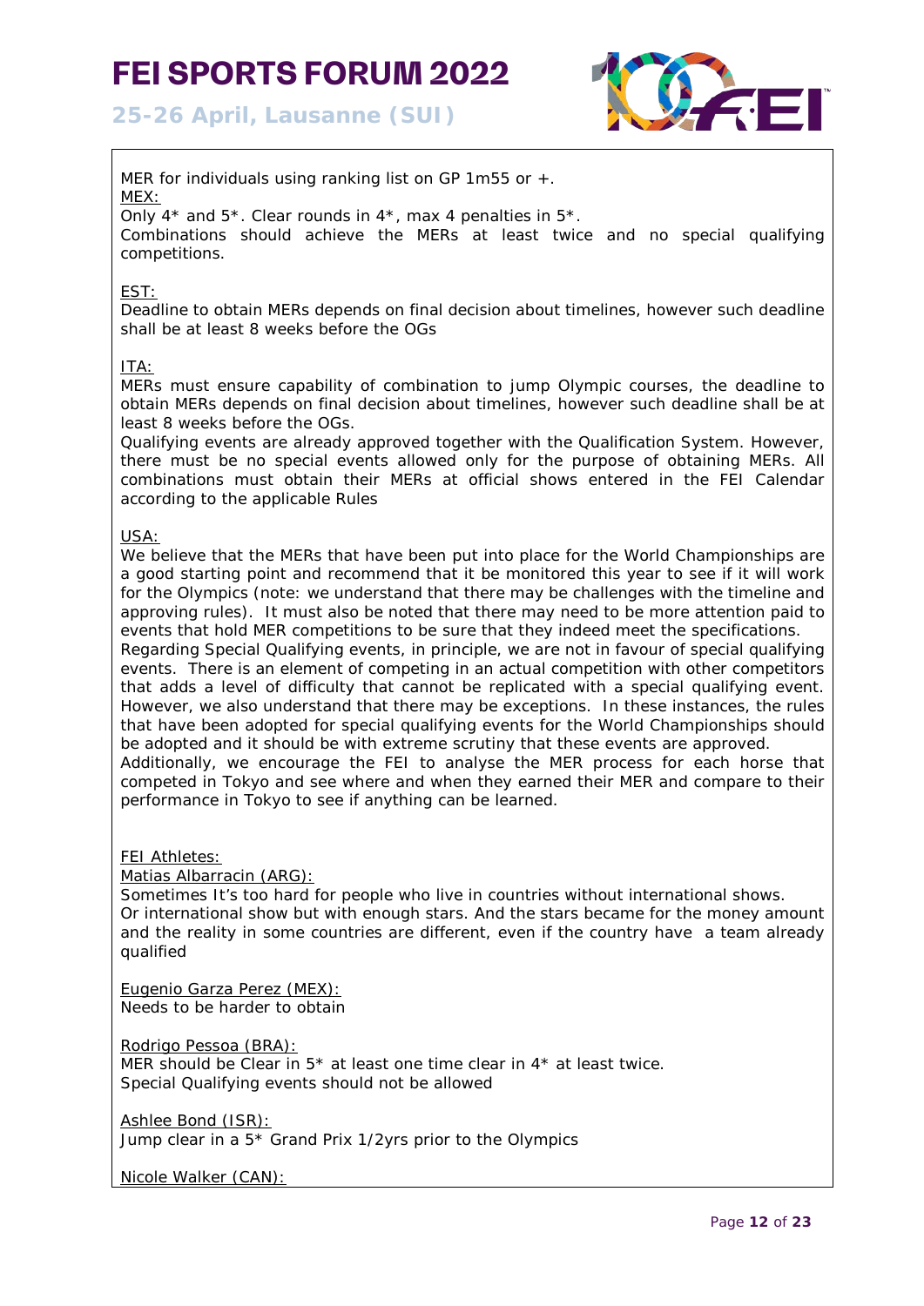MER for individuals using ranking list on GP 1m55 or +.

MEX:

Only 4* and 5*. Clear rounds in 4*, max 4 penalties in 5*.
Combinations should achieve the MERs at least twice and no special qualifying competitions.

EST:

Deadline to obtain MERs depends on final decision about timelines, however such deadline shall be at least 8 weeks before the OGs

ITA:

MERs must ensure capability of combination to jump Olympic courses, the deadline to obtain MERs depends on final decision about timelines, however such deadline shall be at least 8 weeks before the OGs.
Qualifying events are already approved together with the Qualification System. However, there must be no special events allowed only for the purpose of obtaining MERs. All combinations must obtain their MERs at official shows entered in the FEI Calendar according to the applicable Rules

USA:

We believe that the MERs that have been put into place for the World Championships are a good starting point and recommend that it be monitored this year to see if it will work for the Olympics (note: we understand that there may be challenges with the timeline and approving rules). It must also be noted that there may need to be more attention paid to events that hold MER competitions to be sure that they indeed meet the specifications.
Regarding Special Qualifying events, in principle, we are not in favour of special qualifying events. There is an element of competing in an actual competition with other competitors that adds a level of difficulty that cannot be replicated with a special qualifying event. However, we also understand that there may be exceptions. In these instances, the rules that have been adopted for special qualifying events for the World Championships should be adopted and it should be with extreme scrutiny that these events are approved.
Additionally, we encourage the FEI to analyse the MER process for each horse that competed in Tokyo and see where and when they earned their MER and compare to their performance in Tokyo to see if anything can be learned.

FEI Athletes:

Matias Albarracin (ARG):

Sometimes It's too hard for people who live in countries without international shows.
Or international show but with enough stars. And the stars became for the money amount and the reality in some countries are different, even if the country have a team already qualified

Eugenio Garza Perez (MEX):

Needs to be harder to obtain

Rodrigo Pessoa (BRA):

MER should be Clear in 5* at least one time clear in 4* at least twice.
Special Qualifying events should not be allowed

Ashlee Bond (ISR):

Jump clear in a 5* Grand Prix 1/2yrs prior to the Olympics

Nicole Walker (CAN):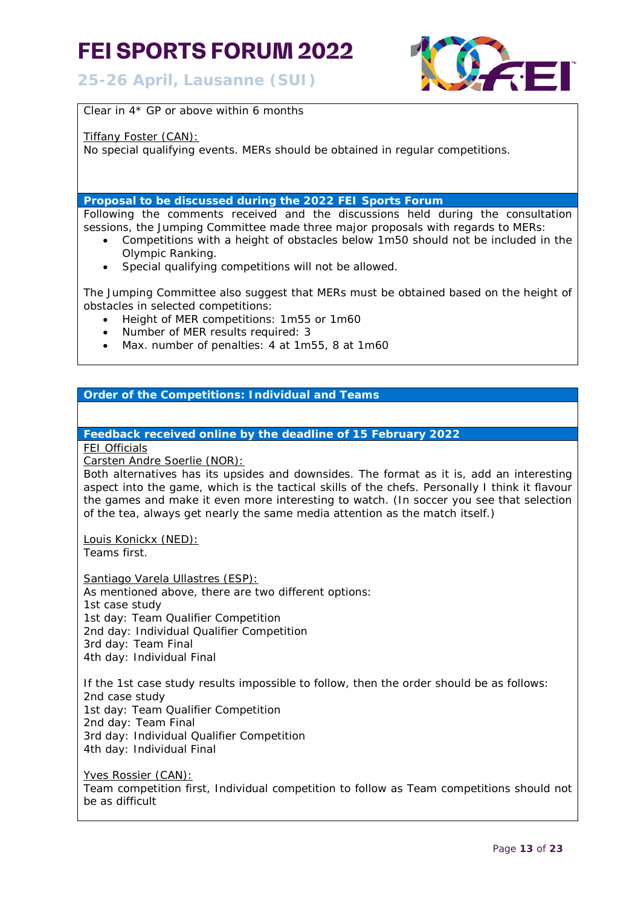Clear in 4* GP or above within 6 months

Tiffany Foster (CAN):
No special qualifying events. MERs should be obtained in regular competitions.

**Proposal to be discussed during the 2022 FEI Sports Forum**

Following the comments received and the discussions held during the consultation sessions, the Jumping Committee made three major proposals with regards to MERs:

- Competitions with a height of obstacles below 1m50 should not be included in the Olympic Ranking.
- Special qualifying competitions will not be allowed.

The Jumping Committee also suggest that MERs must be obtained based on the height of obstacles in selected competitions:

- Height of MER competitions: 1m55 or 1m60
- Number of MER results required: 3
- Max. number of penalties: 4 at 1m55, 8 at 1m60

## Order of the Competitions: Individual and Teams

**Feedback received online by the deadline of 15 February 2022**

FEI Officials

Carsten Andre Soerlie (NOR):
Both alternatives has its upsides and downsides. The format as it is, add an interesting aspect into the game, which is the tactical skills of the chefs. Personally I think it flavour the games and make it even more interesting to watch. (In soccer you see that selection of the tea, always get nearly the same media attention as the match itself.)

Louis Konickx (NED):
Teams first.

Santiago Varela Ullastres (ESP):
As mentioned above, there are two different options:
1st case study
1st day: Team Qualifier Competition
2nd day: Individual Qualifier Competition
3rd day: Team Final
4th day: Individual Final

If the 1st case study results impossible to follow, then the order should be as follows:
2nd case study
1st day: Team Qualifier Competition
2nd day: Team Final
3rd day: Individual Qualifier Competition
4th day: Individual Final

Yves Rossier (CAN):
Team competition first, Individual competition to follow as Team competitions should not be as difficult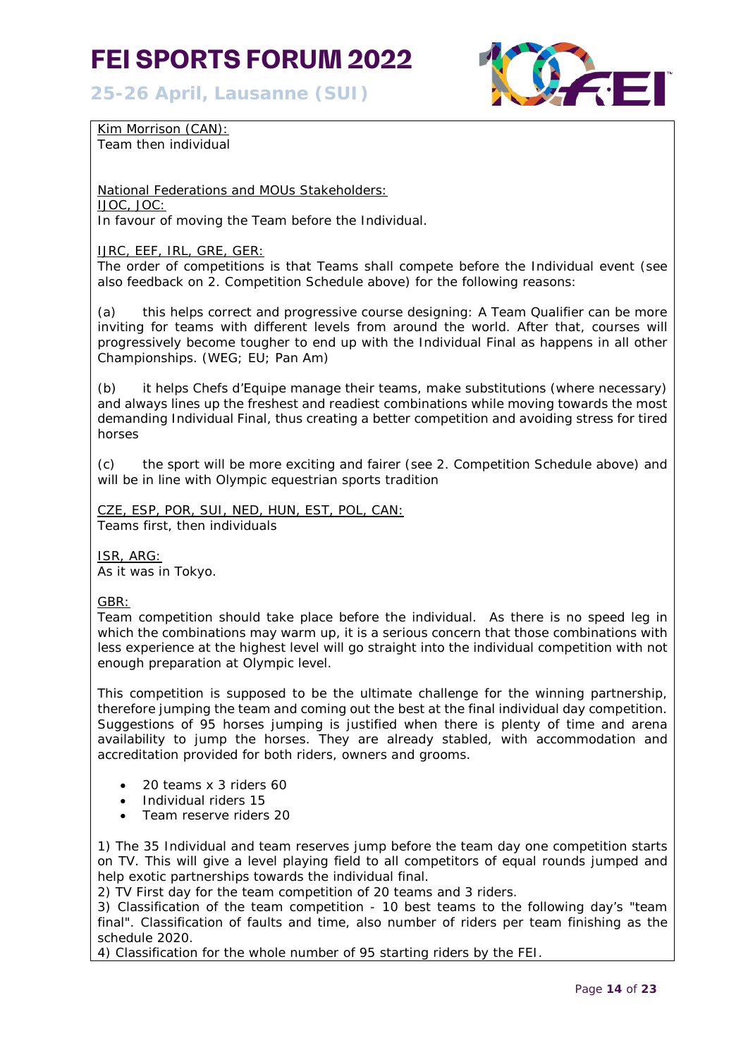Kim Morrison (CAN):
Team then individual

National Federations and MOUs Stakeholders:

IJOC, JOC:
In favour of moving the Team before the Individual.

IJRC, EEF, IRL, GRE, GER:
The order of competitions is that Teams shall compete before the Individual event (see also feedback on 2. Competition Schedule above) for the following reasons:

(a) this helps correct and progressive course designing: A Team Qualifier can be more inviting for teams with different levels from around the world. After that, courses will progressively become tougher to end up with the Individual Final as happens in all other Championships. (WEG; EU; Pan Am)

(b) it helps Chefs d'Equipe manage their teams, make substitutions (where necessary) and always lines up the freshest and readiest combinations while moving towards the most demanding Individual Final, thus creating a better competition and avoiding stress for tired horses

(c) the sport will be more exciting and fairer (see 2. Competition Schedule above) and will be in line with Olympic equestrian sports tradition

CZE, ESP, POR, SUI, NED, HUN, EST, POL, CAN:
Teams first, then individuals

ISR, ARG:
As it was in Tokyo.

GBR:
Team competition should take place before the individual. As there is no speed leg in which the combinations may warm up, it is a serious concern that those combinations with less experience at the highest level will go straight into the individual competition with not enough preparation at Olympic level.

This competition is supposed to be the ultimate challenge for the winning partnership, therefore jumping the team and coming out the best at the final individual day competition. Suggestions of 95 horses jumping is justified when there is plenty of time and arena availability to jump the horses. They are already stabled, with accommodation and accreditation provided for both riders, owners and grooms.

- 20 teams x 3 riders 60
- Individual riders 15
- Team reserve riders 20

1) The 35 Individual and team reserves jump before the team day one competition starts on TV. This will give a level playing field to all competitors of equal rounds jumped and help exotic partnerships towards the individual final.
2) TV First day for the team competition of 20 teams and 3 riders.
3) Classification of the team competition - 10 best teams to the following day's "team final". Classification of faults and time, also number of riders per team finishing as the schedule 2020.
4) Classification for the whole number of 95 starting riders by the FEI.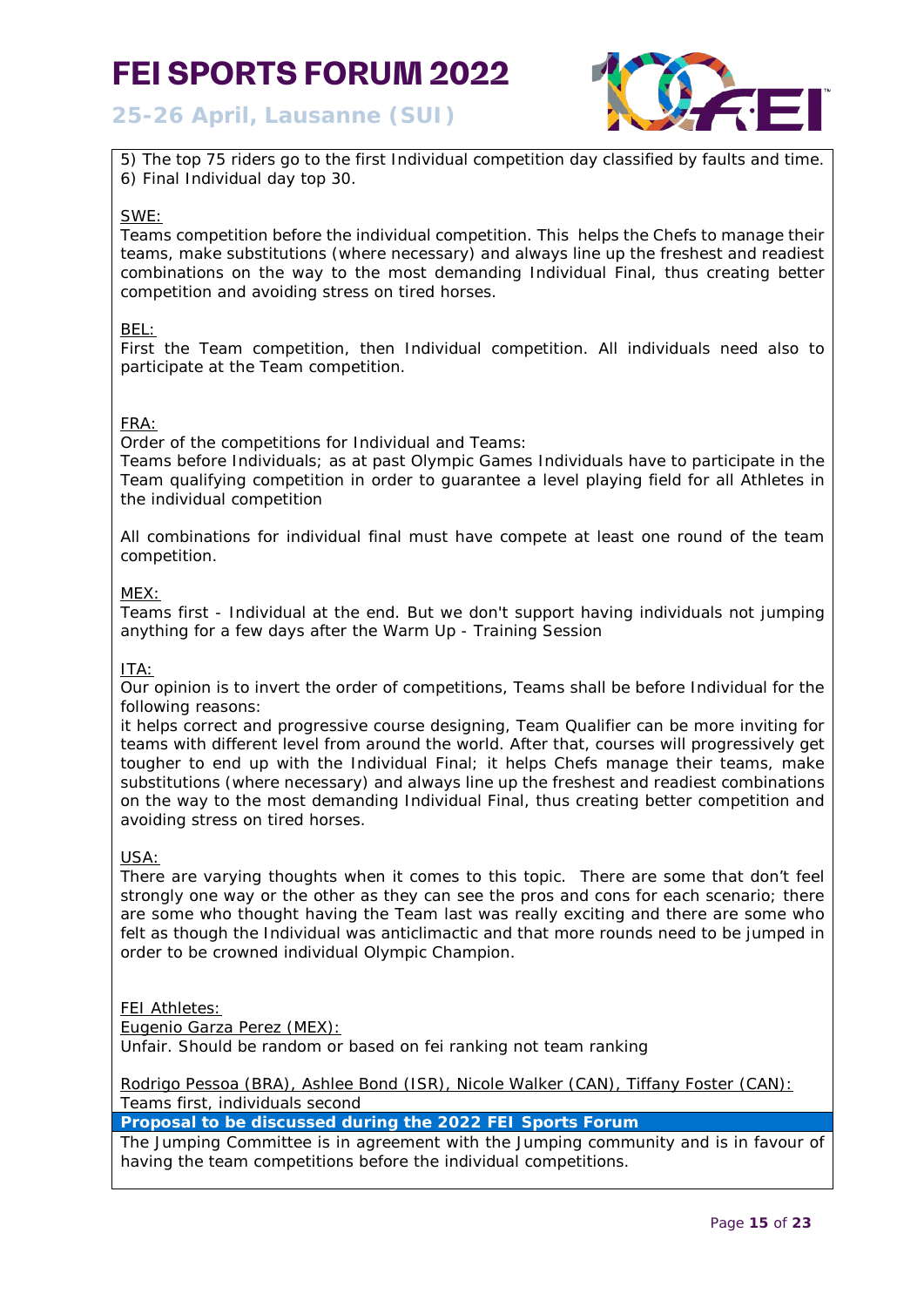5) The top 75 riders go to the first Individual competition day classified by faults and time.
6) Final Individual day top 30.

SWE:
Teams competition before the individual competition. This helps the Chefs to manage their teams, make substitutions (where necessary) and always line up the freshest and readiest combinations on the way to the most demanding Individual Final, thus creating better competition and avoiding stress on tired horses.

BEL:
First the Team competition, then Individual competition. All individuals need also to participate at the Team competition.

FRA:
Order of the competitions for Individual and Teams:
Teams before Individuals; as at past Olympic Games Individuals have to participate in the Team qualifying competition in order to guarantee a level playing field for all Athletes in the individual competition

All combinations for individual final must have compete at least one round of the team competition.

MEX:
Teams first - Individual at the end. But we don't support having individuals not jumping anything for a few days after the Warm Up - Training Session

ITA:
Our opinion is to invert the order of competitions, Teams shall be before Individual for the following reasons:
it helps correct and progressive course designing, Team Qualifier can be more inviting for teams with different level from around the world. After that, courses will progressively get tougher to end up with the Individual Final; it helps Chefs manage their teams, make substitutions (where necessary) and always line up the freshest and readiest combinations on the way to the most demanding Individual Final, thus creating better competition and avoiding stress on tired horses.

USA:
There are varying thoughts when it comes to this topic. There are some that don't feel strongly one way or the other as they can see the pros and cons for each scenario; there are some who thought having the Team last was really exciting and there are some who felt as though the Individual was anticlimactic and that more rounds need to be jumped in order to be crowned individual Olympic Champion.

FEI Athletes:
Eugenio Garza Perez (MEX):
Unfair. Should be random or based on fei ranking not team ranking

Rodrigo Pessoa (BRA), Ashlee Bond (ISR), Nicole Walker (CAN), Tiffany Foster (CAN):
Teams first, individuals second

**Proposal to be discussed during the 2022 FEI Sports Forum**

The Jumping Committee is in agreement with the Jumping community and is in favour of having the team competitions before the individual competitions.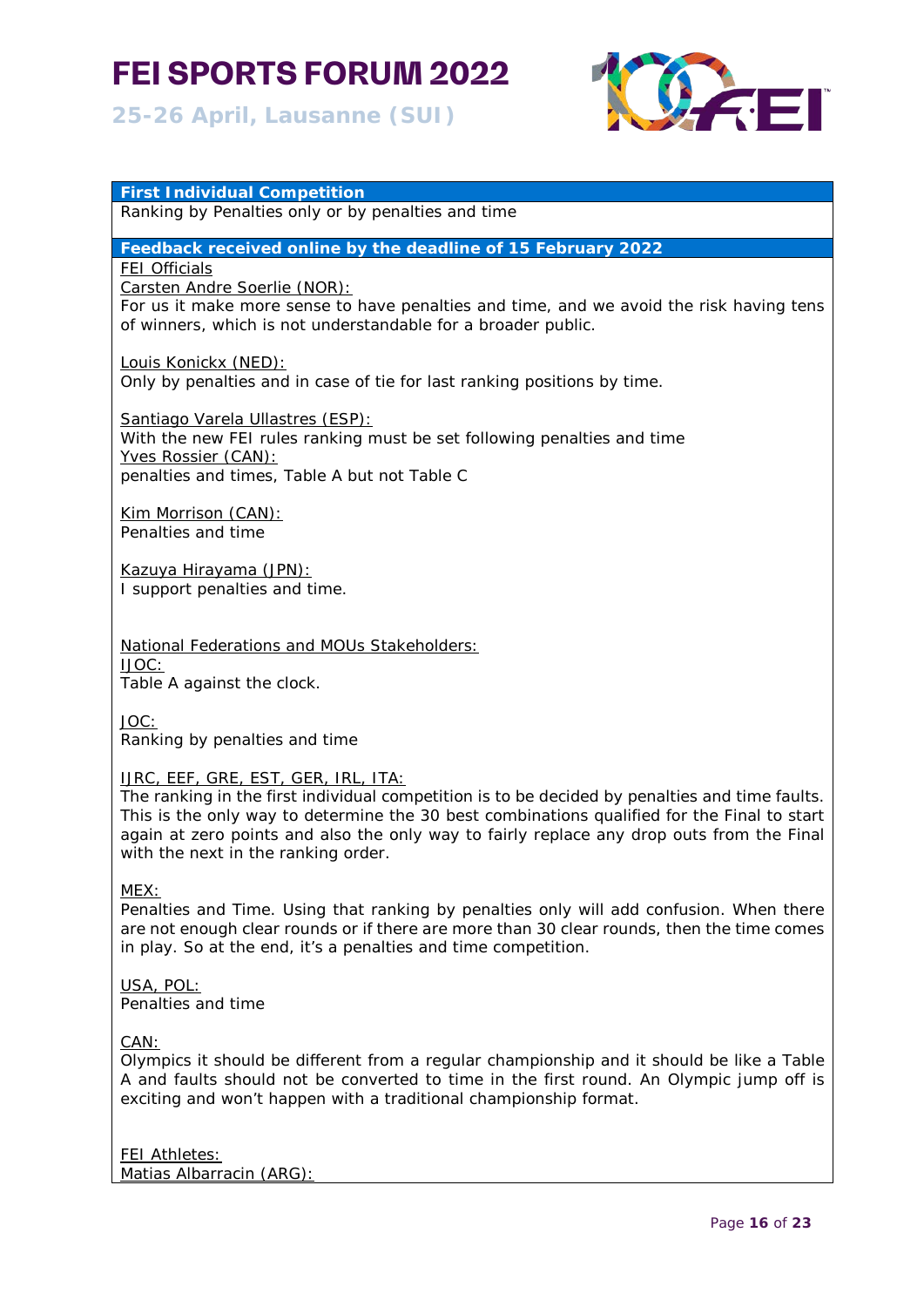**First Individual Competition**

Ranking by Penalties only or by penalties and time

**Feedback received online by the deadline of 15 February 2022**

FEI Officials

Carsten Andre Soerlie (NOR):

For us it make more sense to have penalties and time, and we avoid the risk having tens of winners, which is not understandable for a broader public.

Louis Konickx (NED):

Only by penalties and in case of tie for last ranking positions by time.

Santiago Varela Ullastres (ESP):

With the new FEI rules ranking must be set following penalties and time

Yves Rossier (CAN):

penalties and times, Table A but not Table C

Kim Morrison (CAN):

Penalties and time

Kazuya Hirayama (JPN):

I support penalties and time.

National Federations and MOUs Stakeholders:

IJOC:

Table A against the clock.

JOC:

Ranking by penalties and time

IJRC, EEF, GRE, EST, GER, IRL, ITA:

The ranking in the first individual competition is to be decided by penalties and time faults. This is the only way to determine the 30 best combinations qualified for the Final to start again at zero points and also the only way to fairly replace any drop outs from the Final with the next in the ranking order.

MEX:

Penalties and Time. Using that ranking by penalties only will add confusion. When there are not enough clear rounds or if there are more than 30 clear rounds, then the time comes in play. So at the end, it's a penalties and time competition.

USA, POL:

Penalties and time

CAN:

Olympics it should be different from a regular championship and it should be like a Table A and faults should not be converted to time in the first round. An Olympic jump off is exciting and won't happen with a traditional championship format.

FEI Athletes:

Matias Albarracin (ARG):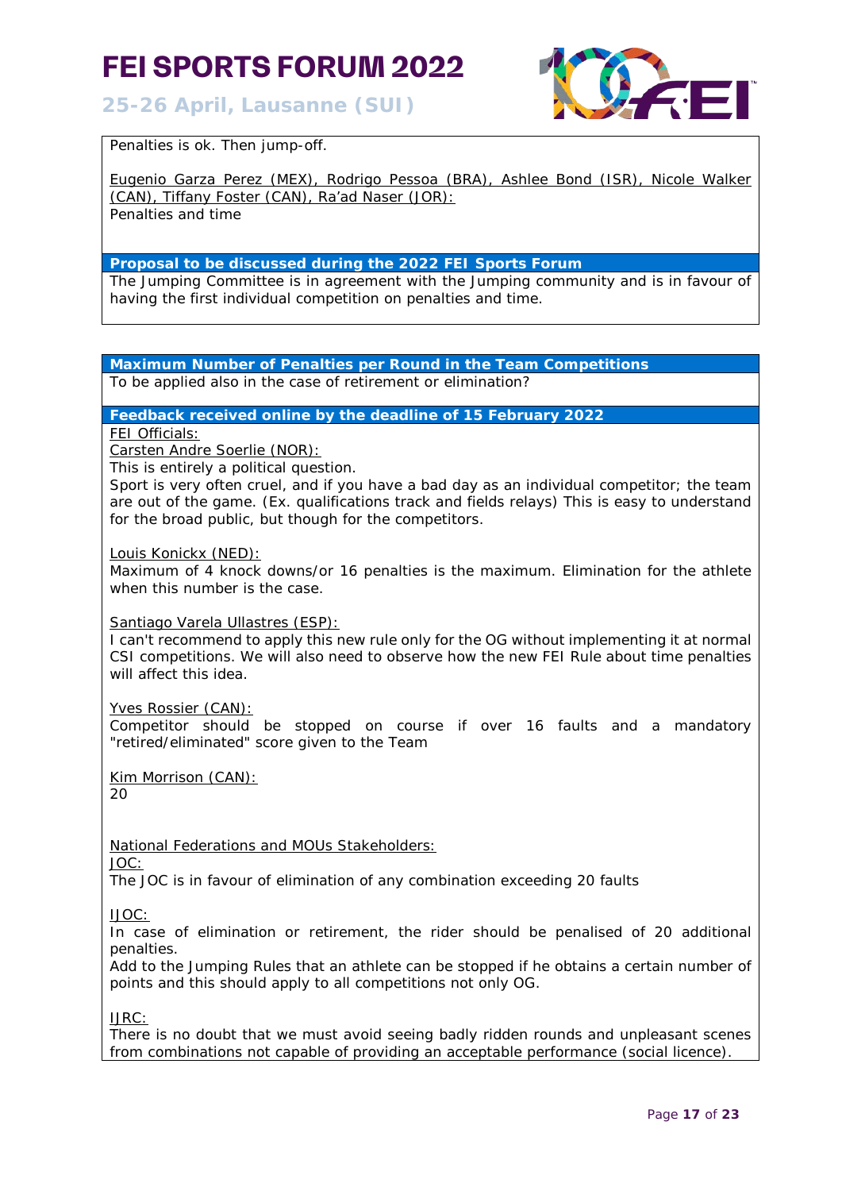Penalties is ok. Then jump-off.

Eugenio Garza Perez (MEX), Rodrigo Pessoa (BRA), Ashlee Bond (ISR), Nicole Walker (CAN), Tiffany Foster (CAN), Ra'ad Naser (JOR):
Penalties and time

**Proposal to be discussed during the 2022 FEI Sports Forum**

The Jumping Committee is in agreement with the Jumping community and is in favour of having the first individual competition on penalties and time.

**Maximum Number of Penalties per Round in the Team Competitions**

To be applied also in the case of retirement or elimination?

**Feedback received online by the deadline of 15 February 2022**

FEI Officials:

Carsten Andre Soerlie (NOR):
This is entirely a political question.
Sport is very often cruel, and if you have a bad day as an individual competitor; the team are out of the game. (Ex. qualifications track and fields relays) This is easy to understand for the broad public, but though for the competitors.

Louis Konickx (NED):
Maximum of 4 knock downs/or 16 penalties is the maximum. Elimination for the athlete when this number is the case.

Santiago Varela Ullastres (ESP):
I can't recommend to apply this new rule only for the OG without implementing it at normal CSI competitions. We will also need to observe how the new FEI Rule about time penalties will affect this idea.

Yves Rossier (CAN):
Competitor should be stopped on course if over 16 faults and a mandatory "retired/eliminated" score given to the Team

Kim Morrison (CAN):
20

National Federations and MOUs Stakeholders:

JOC:
The JOC is in favour of elimination of any combination exceeding 20 faults

IJOC:
In case of elimination or retirement, the rider should be penalised of 20 additional penalties.
Add to the Jumping Rules that an athlete can be stopped if he obtains a certain number of points and this should apply to all competitions not only OG.

IJRC:
There is no doubt that we must avoid seeing badly ridden rounds and unpleasant scenes from combinations not capable of providing an acceptable performance (social licence).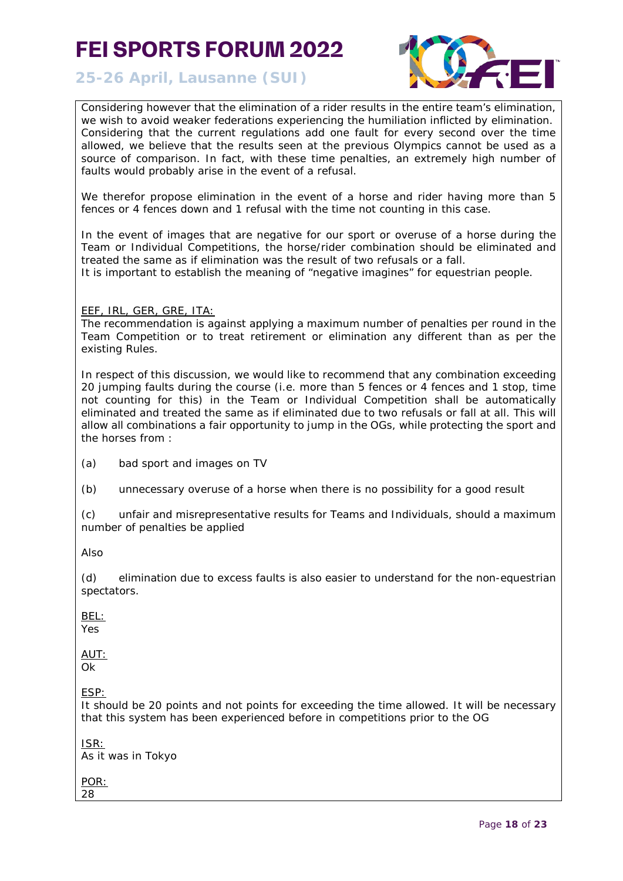Considering however that the elimination of a rider results in the entire team's elimination, we wish to avoid weaker federations experiencing the humiliation inflicted by elimination. Considering that the current regulations add one fault for every second over the time allowed, we believe that the results seen at the previous Olympics cannot be used as a source of comparison. In fact, with these time penalties, an extremely high number of faults would probably arise in the event of a refusal.

We therefor propose elimination in the event of a horse and rider having more than 5 fences or 4 fences down and 1 refusal with the time not counting in this case.

In the event of images that are negative for our sport or overuse of a horse during the Team or Individual Competitions, the horse/rider combination should be eliminated and treated the same as if elimination was the result of two refusals or a fall.
It is important to establish the meaning of "negative imagines" for equestrian people.

<u>EEF, IRL, GER, GRE, ITA:</u>
The recommendation is against applying a maximum number of penalties per round in the Team Competition or to treat retirement or elimination any different than as per the existing Rules.

In respect of this discussion, we would like to recommend that any combination exceeding 20 jumping faults during the course (i.e. more than 5 fences or 4 fences and 1 stop, time not counting for this) in the Team or Individual Competition shall be automatically eliminated and treated the same as if eliminated due to two refusals or fall at all. This will allow all combinations a fair opportunity to jump in the OGs, while protecting the sport and the horses from :

(a) bad sport and images on TV

(b) unnecessary overuse of a horse when there is no possibility for a good result

(c) unfair and misrepresentative results for Teams and Individuals, should a maximum number of penalties be applied

Also

(d) elimination due to excess faults is also easier to understand for the non-equestrian spectators.

<u>BEL:</u>
Yes

<u>AUT:</u>
Ok

<u>ESP:</u>
It should be 20 points and not points for exceeding the time allowed. It will be necessary that this system has been experienced before in competitions prior to the OG

<u>ISR:</u>
As it was in Tokyo

<u>POR:</u>
28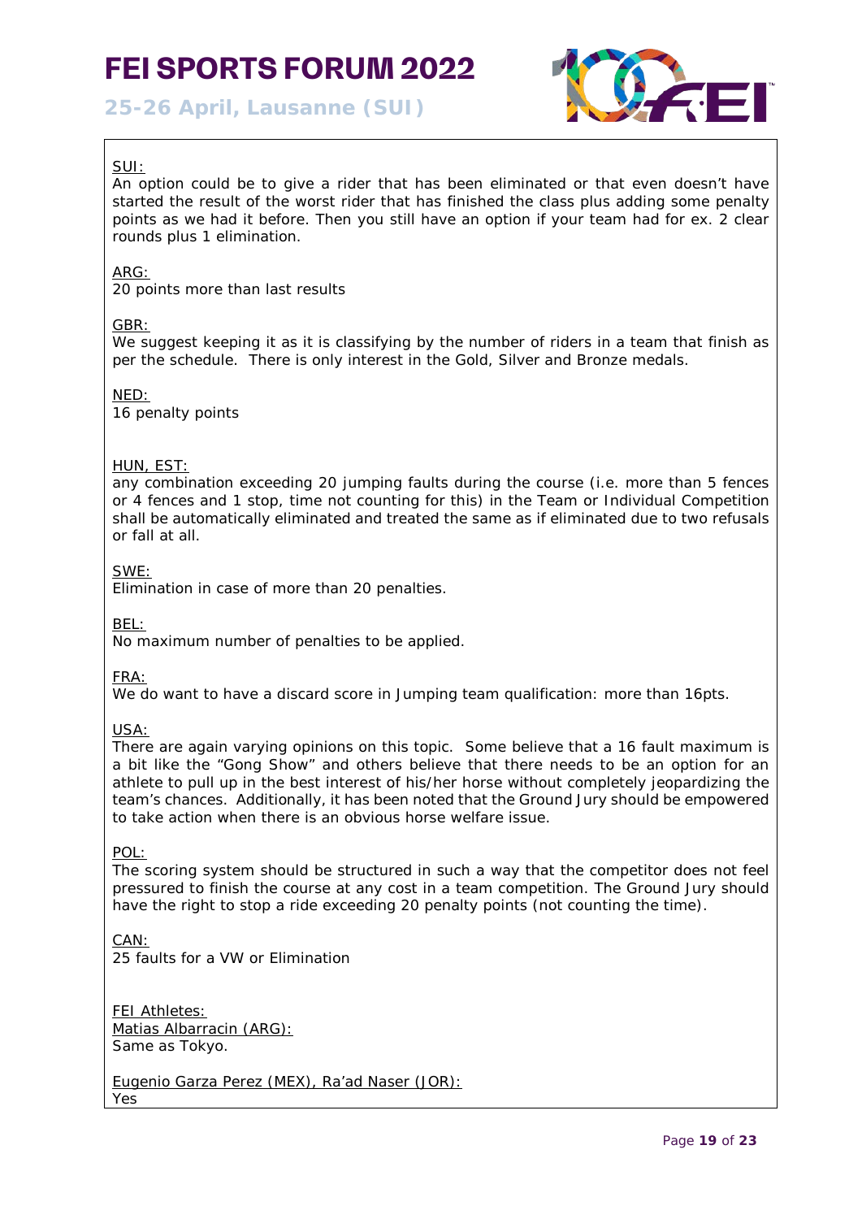SUI:
An option could be to give a rider that has been eliminated or that even doesn't have started the result of the worst rider that has finished the class plus adding some penalty points as we had it before. Then you still have an option if your team had for ex. 2 clear rounds plus 1 elimination.

ARG:
20 points more than last results

GBR:
We suggest keeping it as it is classifying by the number of riders in a team that finish as per the schedule. There is only interest in the Gold, Silver and Bronze medals.

NED:
16 penalty points

HUN, EST:
any combination exceeding 20 jumping faults during the course (i.e. more than 5 fences or 4 fences and 1 stop, time not counting for this) in the Team or Individual Competition shall be automatically eliminated and treated the same as if eliminated due to two refusals or fall at all.

SWE:
Elimination in case of more than 20 penalties.

BEL:
No maximum number of penalties to be applied.

FRA:
We do want to have a discard score in Jumping team qualification: more than 16pts.

USA:
There are again varying opinions on this topic. Some believe that a 16 fault maximum is a bit like the "Gong Show" and others believe that there needs to be an option for an athlete to pull up in the best interest of his/her horse without completely jeopardizing the team's chances. Additionally, it has been noted that the Ground Jury should be empowered to take action when there is an obvious horse welfare issue.

POL:
The scoring system should be structured in such a way that the competitor does not feel pressured to finish the course at any cost in a team competition. The Ground Jury should have the right to stop a ride exceeding 20 penalty points (not counting the time).

CAN:
25 faults for a VW or Elimination

FEI Athletes:
Matias Albarracin (ARG):
Same as Tokyo.

Eugenio Garza Perez (MEX), Ra'ad Naser (JOR):
Yes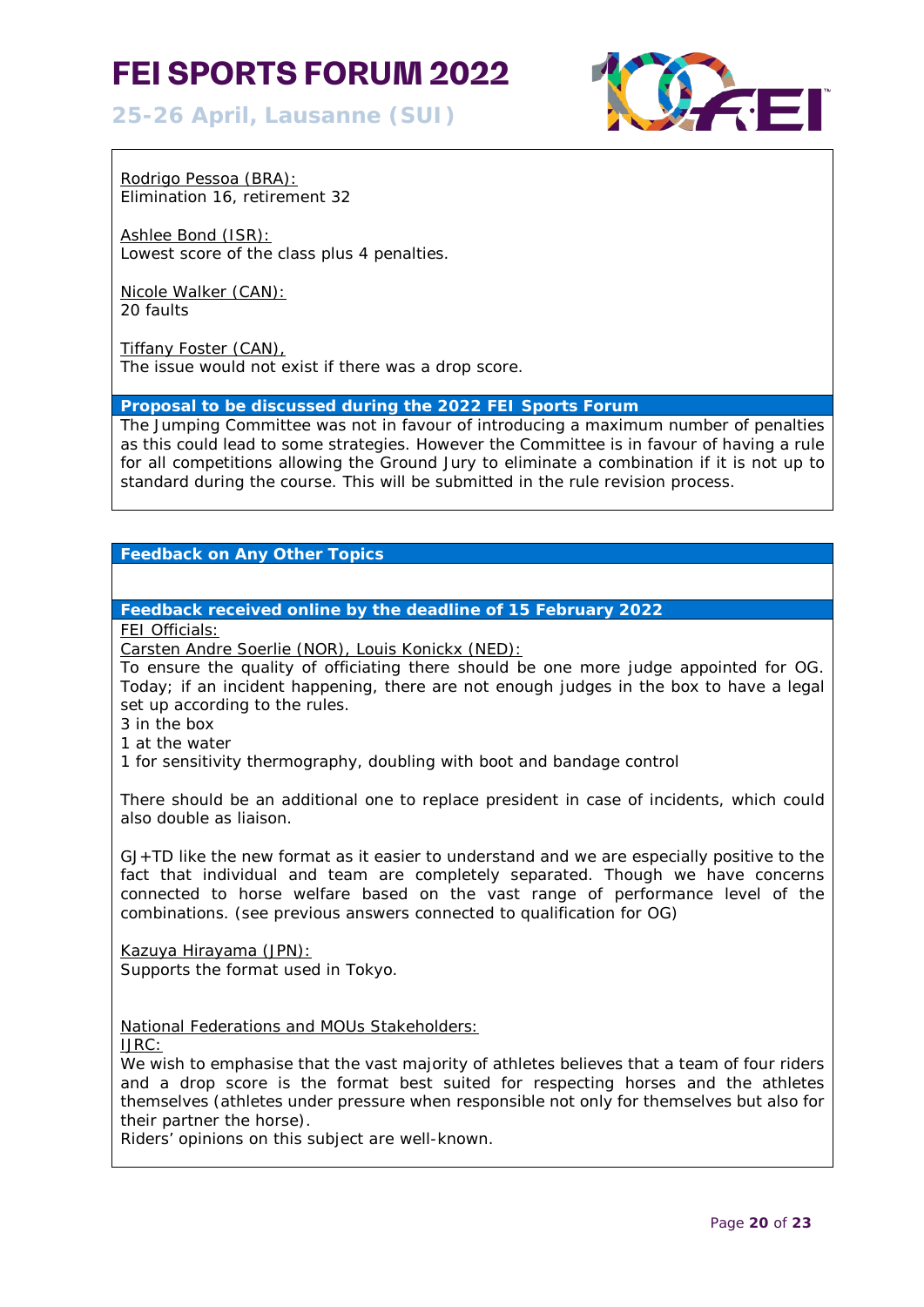Rodrigo Pessoa (BRA):
Elimination 16, retirement 32

Ashlee Bond (ISR):
Lowest score of the class plus 4 penalties.

Nicole Walker (CAN):
20 faults

Tiffany Foster (CAN),
The issue would not exist if there was a drop score.

**Proposal to be discussed during the 2022 FEI Sports Forum**

The Jumping Committee was not in favour of introducing a maximum number of penalties as this could lead to some strategies. However the Committee is in favour of having a rule for all competitions allowing the Ground Jury to eliminate a combination if it is not up to standard during the course. This will be submitted in the rule revision process.

**Feedback on Any Other Topics**

**Feedback received online by the deadline of 15 February 2022**

FEI Officials:

Carsten Andre Soerlie (NOR), Louis Konickx (NED):
To ensure the quality of officiating there should be one more judge appointed for OG. Today; if an incident happening, there are not enough judges in the box to have a legal set up according to the rules.
3 in the box
1 at the water
1 for sensitivity thermography, doubling with boot and bandage control

There should be an additional one to replace president in case of incidents, which could also double as liaison.

GJ+TD like the new format as it easier to understand and we are especially positive to the fact that individual and team are completely separated. Though we have concerns connected to horse welfare based on the vast range of performance level of the combinations. (see previous answers connected to qualification for OG)

Kazuya Hirayama (JPN):
Supports the format used in Tokyo.

National Federations and MOUs Stakeholders:

IJRC:
We wish to emphasise that the vast majority of athletes believes that a team of four riders and a drop score is the format best suited for respecting horses and the athletes themselves (athletes under pressure when responsible not only for themselves but also for their partner the horse).
Riders' opinions on this subject are well-known.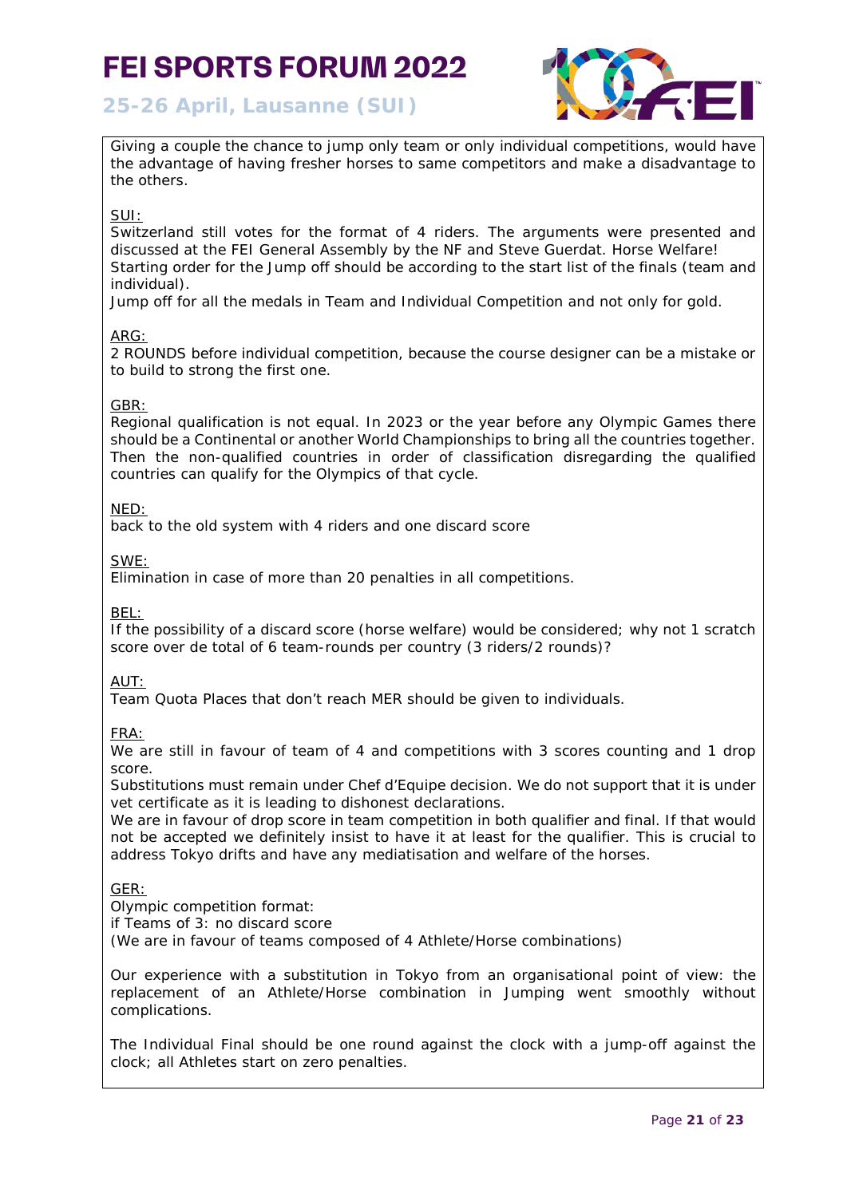Giving a couple the chance to jump only team or only individual competitions, would have the advantage of having fresher horses to same competitors and make a disadvantage to the others.

SUI:
Switzerland still votes for the format of 4 riders. The arguments were presented and discussed at the FEI General Assembly by the NF and Steve Guerdat. Horse Welfare!
Starting order for the Jump off should be according to the start list of the finals (team and individual).
Jump off for all the medals in Team and Individual Competition and not only for gold.

ARG:
2 ROUNDS before individual competition, because the course designer can be a mistake or to build to strong the first one.

GBR:
Regional qualification is not equal. In 2023 or the year before any Olympic Games there should be a Continental or another World Championships to bring all the countries together. Then the non-qualified countries in order of classification disregarding the qualified countries can qualify for the Olympics of that cycle.

NED:
back to the old system with 4 riders and one discard score

SWE:
Elimination in case of more than 20 penalties in all competitions.

BEL:
If the possibility of a discard score (horse welfare) would be considered; why not 1 scratch score over de total of 6 team-rounds per country (3 riders/2 rounds)?

AUT:
Team Quota Places that don't reach MER should be given to individuals.

FRA:
We are still in favour of team of 4 and competitions with 3 scores counting and 1 drop score.
Substitutions must remain under Chef d'Equipe decision. We do not support that it is under vet certificate as it is leading to dishonest declarations.
We are in favour of drop score in team competition in both qualifier and final. If that would not be accepted we definitely insist to have it at least for the qualifier. This is crucial to address Tokyo drifts and have any mediatisation and welfare of the horses.

GER:
Olympic competition format:
if Teams of 3: no discard score
(We are in favour of teams composed of 4 Athlete/Horse combinations)

Our experience with a substitution in Tokyo from an organisational point of view: the replacement of an Athlete/Horse combination in Jumping went smoothly without complications.

The Individual Final should be one round against the clock with a jump-off against the clock; all Athletes start on zero penalties.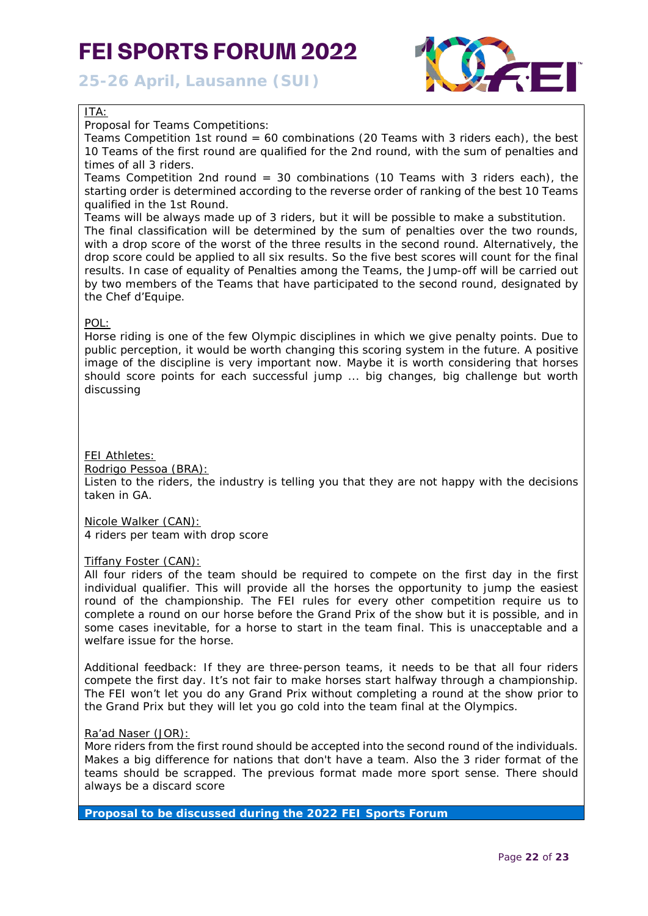ITA:

Proposal for Teams Competitions:

Teams Competition 1st round = 60 combinations (20 Teams with 3 riders each), the best 10 Teams of the first round are qualified for the 2nd round, with the sum of penalties and times of all 3 riders.

Teams Competition 2nd round = 30 combinations (10 Teams with 3 riders each), the starting order is determined according to the reverse order of ranking of the best 10 Teams qualified in the 1st Round.

Teams will be always made up of 3 riders, but it will be possible to make a substitution.

The final classification will be determined by the sum of penalties over the two rounds, with a drop score of the worst of the three results in the second round. Alternatively, the drop score could be applied to all six results. So the five best scores will count for the final results. In case of equality of Penalties among the Teams, the Jump-off will be carried out by two members of the Teams that have participated to the second round, designated by the Chef d'Equipe.

POL:

Horse riding is one of the few Olympic disciplines in which we give penalty points. Due to public perception, it would be worth changing this scoring system in the future. A positive image of the discipline is very important now. Maybe it is worth considering that horses should score points for each successful jump ... big changes, big challenge but worth discussing

FEI Athletes:

Rodrigo Pessoa (BRA):

Listen to the riders, the industry is telling you that they are not happy with the decisions taken in GA.

Nicole Walker (CAN):

4 riders per team with drop score

Tiffany Foster (CAN):

All four riders of the team should be required to compete on the first day in the first individual qualifier. This will provide all the horses the opportunity to jump the easiest round of the championship. The FEI rules for every other competition require us to complete a round on our horse before the Grand Prix of the show but it is possible, and in some cases inevitable, for a horse to start in the team final. This is unacceptable and a welfare issue for the horse.

Additional feedback: If they are three-person teams, it needs to be that all four riders compete the first day. It's not fair to make horses start halfway through a championship. The FEI won't let you do any Grand Prix without completing a round at the show prior to the Grand Prix but they will let you go cold into the team final at the Olympics.

Ra'ad Naser (JOR):

More riders from the first round should be accepted into the second round of the individuals. Makes a big difference for nations that don't have a team. Also the 3 rider format of the teams should be scrapped. The previous format made more sport sense. There should always be a discard score

**Proposal to be discussed during the 2022 FEI Sports Forum**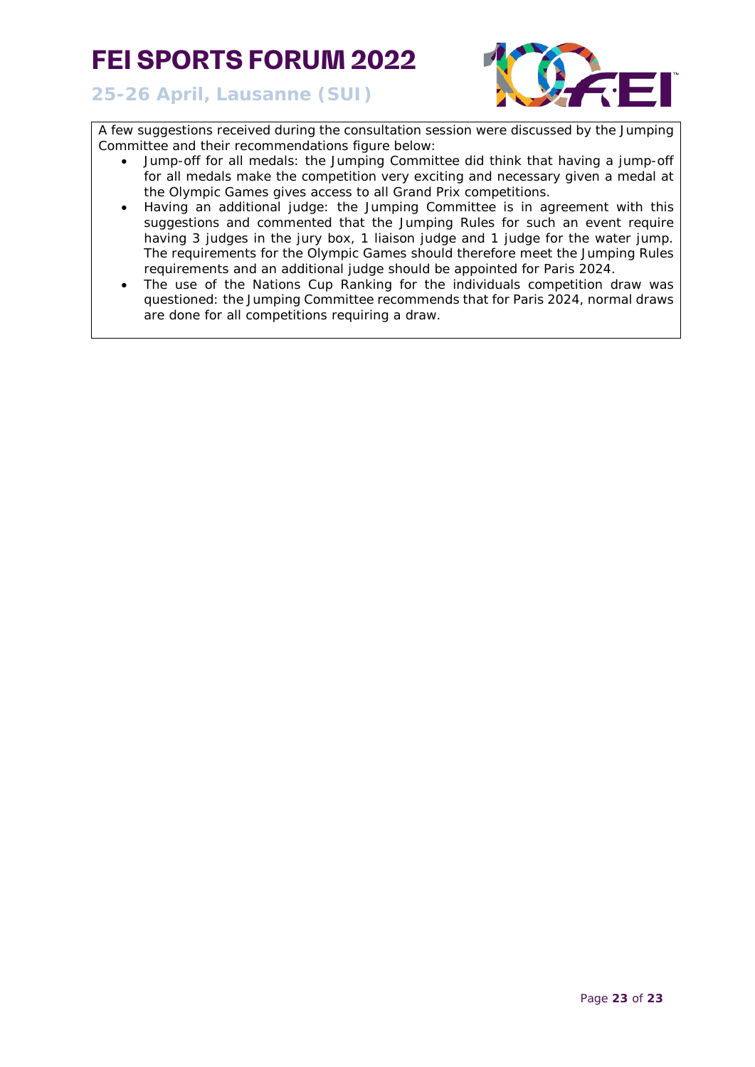A few suggestions received during the consultation session were discussed by the Jumping Committee and their recommendations figure below:

- Jump-off for all medals: the Jumping Committee did think that having a jump-off for all medals make the competition very exciting and necessary given a medal at the Olympic Games gives access to all Grand Prix competitions.
- Having an additional judge: the Jumping Committee is in agreement with this suggestions and commented that the Jumping Rules for such an event require having 3 judges in the jury box, 1 liaison judge and 1 judge for the water jump. The requirements for the Olympic Games should therefore meet the Jumping Rules requirements and an additional judge should be appointed for Paris 2024.
- The use of the Nations Cup Ranking for the individuals competition draw was questioned: the Jumping Committee recommends that for Paris 2024, normal draws are done for all competitions requiring a draw.